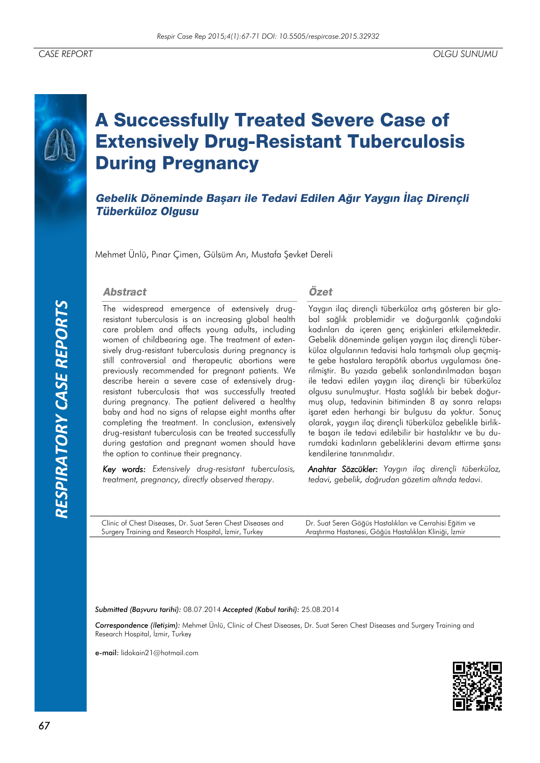CASE REPORT

OLGU SUNUMU

# A Successfully Treated Severe Case of Extensively Drug-Resistant Tuberculosis During Pregnancy

## *Gebelik Döneminde Başarı ile Tedavi Edilen Ağır Yaygın İlaç Dirençli Tüberküloz Olgusu*

Mehmet Ünlü, Pınar Çimen, Gülsüm Arı, Mustafa Şevket Dereli

### Abstract

The widespread emergence of extensively drug-resistant tuberculosis is an increasing global health care problem and affects young adults, including women of childbearing age. The treatment of extensively drug-resistant tuberculosis during pregnancy is still controversial and therapeutic abortions were previously recommended for pregnant patients. We describe herein a severe case of extensively drug-resistant tuberculosis that was successfully treated during pregnancy. The patient delivered a healthy baby and had no signs of relapse eight months after completing the treatment. In conclusion, extensively drug-resistant tuberculosis can be treated successfully during gestation and pregnant women should have the option to continue their pregnancy.

*Key words:* *Extensively drug-resistant tuberculosis, treatment, pregnancy, directly observed therapy.*

### Özet

Yaygın ilaç dirençli tüberküloz artış gösteren bir global sağlık problemidir ve doğurganlık çağındaki kadınları da içeren genç erişkinleri etkilemektedir. Gebelik döneminde gelişen yaygın ilaç dirençli tüberküloz olgularının tedavisi hala tartışmalı olup geçmişte gebe hastalara terapötik abortus uygulaması önerilmiştir. Bu yazıda gebelik sonlandırılmadan başarı ile tedavi edilen yaygın ilaç dirençli bir tüberküloz olgusu sunulmuştur. Hasta sağlıklı bir bebek doğurmuş olup, tedavinin bitiminden 8 ay sonra relapsı işaret eden herhangi bir bulgusu da yoktur. Sonuç olarak, yaygın ilaç dirençli tüberküloz gebelikle birlikte başarı ile tedavi edilebilir bir hastalıktır ve bu durumdaki kadınların gebeliklerini devam ettirme şansı kendilerine tanınmalıdır.

*Anahtar Sözcükler:* *Yaygın ilaç dirençli tüberküloz, tedavi, gebelik, doğrudan gözetim altında tedavi.*

Clinic of Chest Diseases, Dr. Suat Seren Chest Diseases and Surgery Training and Research Hospital, İzmir, Turkey

Dr. Suat Seren Göğüs Hastalıkları ve Cerrahisi Eğitim ve Araştırma Hastanesi, Göğüs Hastalıkları Kliniği, İzmir

*Submitted (Başvuru tarihi):* 08.07.2014 *Accepted (Kabul tarihi):* 25.08.2014

*Correspondence (İletişim):* Mehmet Ünlü, Clinic of Chest Diseases, Dr. Suat Seren Chest Diseases and Surgery Training and Research Hospital, İzmir, Turkey

**e-mail:** lidokain21@hotmail.com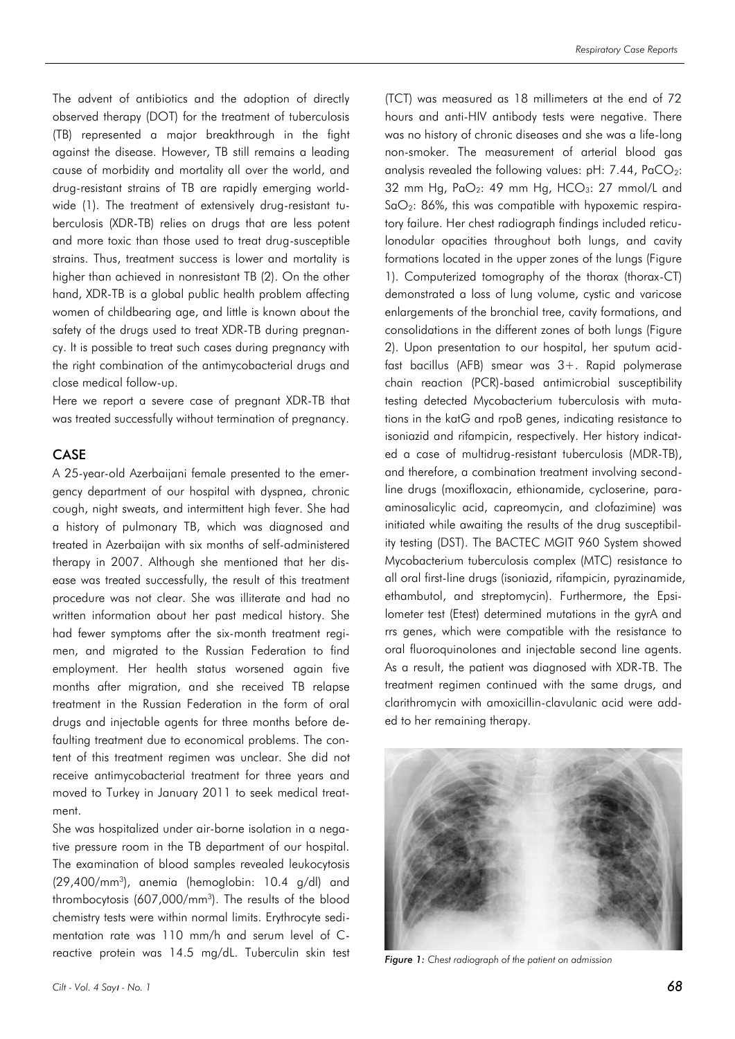The advent of antibiotics and the adoption of directly observed therapy (DOT) for the treatment of tuberculosis (TB) represented a major breakthrough in the fight against the disease. However, TB still remains a leading cause of morbidity and mortality all over the world, and drug-resistant strains of TB are rapidly emerging worldwide (1). The treatment of extensively drug-resistant tuberculosis (XDR-TB) relies on drugs that are less potent and more toxic than those used to treat drug-susceptible strains. Thus, treatment success is lower and mortality is higher than achieved in nonresistant TB (2). On the other hand, XDR-TB is a global public health problem affecting women of childbearing age, and little is known about the safety of the drugs used to treat XDR-TB during pregnancy. It is possible to treat such cases during pregnancy with the right combination of the antimycobacterial drugs and close medical follow-up.

Here we report a severe case of pregnant XDR-TB that was treated successfully without termination of pregnancy.

## CASE

A 25-year-old Azerbaijani female presented to the emergency department of our hospital with dyspnea, chronic cough, night sweats, and intermittent high fever. She had a history of pulmonary TB, which was diagnosed and treated in Azerbaijan with six months of self-administered therapy in 2007. Although she mentioned that her disease was treated successfully, the result of this treatment procedure was not clear. She was illiterate and had no written information about her past medical history. She had fewer symptoms after the six-month treatment regimen, and migrated to the Russian Federation to find employment. Her health status worsened again five months after migration, and she received TB relapse treatment in the Russian Federation in the form of oral drugs and injectable agents for three months before defaulting treatment due to economical problems. The content of this treatment regimen was unclear. She did not receive antimycobacterial treatment for three years and moved to Turkey in January 2011 to seek medical treatment.

She was hospitalized under air-borne isolation in a negative pressure room in the TB department of our hospital. The examination of blood samples revealed leukocytosis (29,400/mm$^3$), anemia (hemoglobin: 10.4 g/dl) and thrombocytosis (607,000/mm$^3$). The results of the blood chemistry tests were within normal limits. Erythrocyte sedimentation rate was 110 mm/h and serum level of C-reactive protein was 14.5 mg/dL. Tuberculin skin test (TCT) was measured as 18 millimeters at the end of 72 hours and anti-HIV antibody tests were negative. There was no history of chronic diseases and she was a life-long non-smoker. The measurement of arterial blood gas analysis revealed the following values: pH: 7.44, $PaCO_2$: 32 mm Hg, $PaO_2$: 49 mm Hg, $HCO_3$: 27 mmol/L and $SaO_2$: 86%, this was compatible with hypoxemic respiratory failure. Her chest radiograph findings included reticulonodular opacities throughout both lungs, and cavity formations located in the upper zones of the lungs (Figure 1). Computerized tomography of the thorax (thorax-CT) demonstrated a loss of lung volume, cystic and varicose enlargements of the bronchial tree, cavity formations, and consolidations in the different zones of both lungs (Figure 2). Upon presentation to our hospital, her sputum acid-fast bacillus (AFB) smear was 3+. Rapid polymerase chain reaction (PCR)-based antimicrobial susceptibility testing detected Mycobacterium tuberculosis with mutations in the katG and rpoB genes, indicating resistance to isoniazid and rifampicin, respectively. Her history indicated a case of multidrug-resistant tuberculosis (MDR-TB), and therefore, a combination treatment involving second-line drugs (moxifloxacin, ethionamide, cycloserine, para-aminosalicylic acid, capreomycin, and clofazimine) was initiated while awaiting the results of the drug susceptibility testing (DST). The BACTEC MGIT 960 System showed Mycobacterium tuberculosis complex (MTC) resistance to all oral first-line drugs (isoniazid, rifampicin, pyrazinamide, ethambutol, and streptomycin). Furthermore, the Epsilometer test (Etest) determined mutations in the gyrA and rrs genes, which were compatible with the resistance to oral fluoroquinolones and injectable second line agents. As a result, the patient was diagnosed with XDR-TB. The treatment regimen continued with the same drugs, and clarithromycin with amoxicillin-clavulanic acid were added to her remaining therapy.

*Figure 1: Chest radiograph of the patient on admission*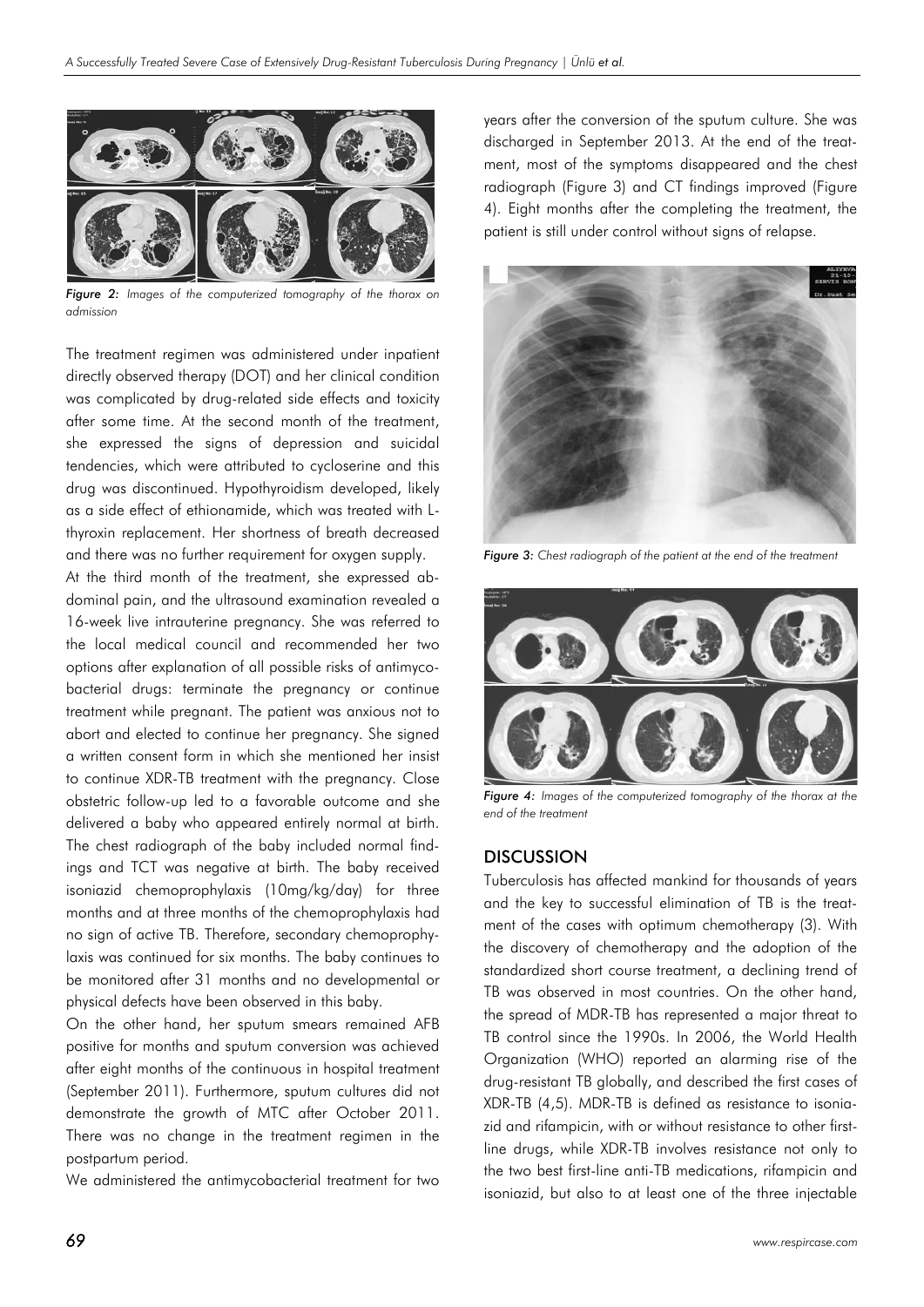*Figure 2: Images of the computerized tomography of the thorax on admission*

The treatment regimen was administered under inpatient directly observed therapy (DOT) and her clinical condition was complicated by drug-related side effects and toxicity after some time. At the second month of the treatment, she expressed the signs of depression and suicidal tendencies, which were attributed to cycloserine and this drug was discontinued. Hypothyroidism developed, likely as a side effect of ethionamide, which was treated with L-thyroxin replacement. Her shortness of breath decreased and there was no further requirement for oxygen supply.

At the third month of the treatment, she expressed abdominal pain, and the ultrasound examination revealed a 16-week live intrauterine pregnancy. She was referred to the local medical council and recommended her two options after explanation of all possible risks of antimycobacterial drugs: terminate the pregnancy or continue treatment while pregnant. The patient was anxious not to abort and elected to continue her pregnancy. She signed a written consent form in which she mentioned her insist to continue XDR-TB treatment with the pregnancy. Close obstetric follow-up led to a favorable outcome and she delivered a baby who appeared entirely normal at birth. The chest radiograph of the baby included normal findings and TCT was negative at birth. The baby received isoniazid chemoprophylaxis (10mg/kg/day) for three months and at three months of the chemoprophylaxis had no sign of active TB. Therefore, secondary chemoprophylaxis was continued for six months. The baby continues to be monitored after 31 months and no developmental or physical defects have been observed in this baby.

On the other hand, her sputum smears remained AFB positive for months and sputum conversion was achieved after eight months of the continuous in hospital treatment (September 2011). Furthermore, sputum cultures did not demonstrate the growth of MTC after October 2011. There was no change in the treatment regimen in the postpartum period.

We administered the antimycobacterial treatment for two years after the conversion of the sputum culture. She was discharged in September 2013. At the end of the treatment, most of the symptoms disappeared and the chest radiograph (Figure 3) and CT findings improved (Figure 4). Eight months after the completing the treatment, the patient is still under control without signs of relapse.

*Figure 3: Chest radiograph of the patient at the end of the treatment*

*Figure 4: Images of the computerized tomography of the thorax at the end of the treatment*

## DISCUSSION

Tuberculosis has affected mankind for thousands of years and the key to successful elimination of TB is the treatment of the cases with optimum chemotherapy (3). With the discovery of chemotherapy and the adoption of the standardized short course treatment, a declining trend of TB was observed in most countries. On the other hand, the spread of MDR-TB has represented a major threat to TB control since the 1990s. In 2006, the World Health Organization (WHO) reported an alarming rise of the drug-resistant TB globally, and described the first cases of XDR-TB (4,5). MDR-TB is defined as resistance to isoniazid and rifampicin, with or without resistance to other first-line drugs, while XDR-TB involves resistance not only to the two best first-line anti-TB medications, rifampicin and isoniazid, but also to at least one of the three injectable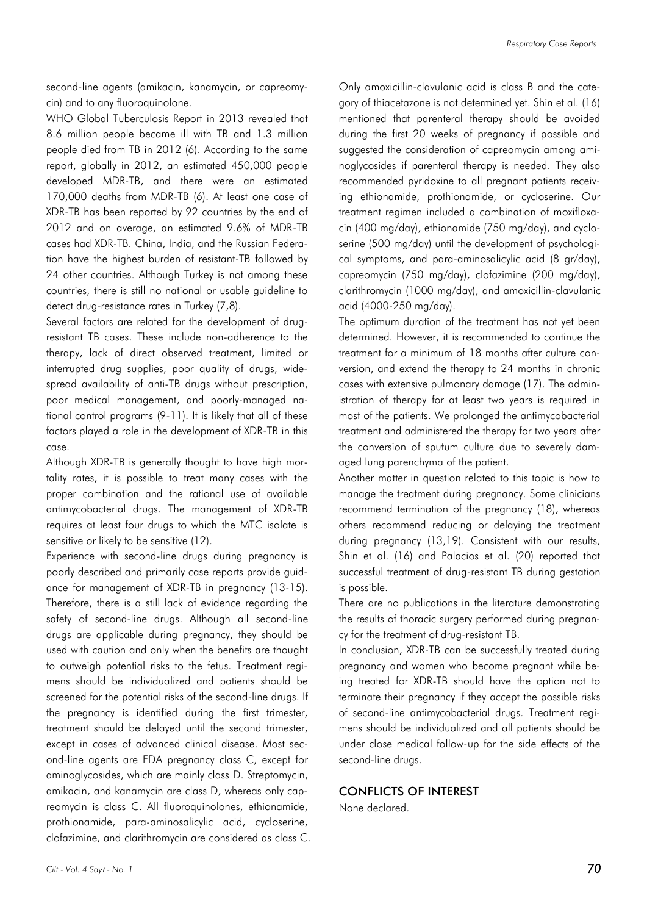second-line agents (amikacin, kanamycin, or capreomycin) and to any fluoroquinolone.

WHO Global Tuberculosis Report in 2013 revealed that 8.6 million people became ill with TB and 1.3 million people died from TB in 2012 (6). According to the same report, globally in 2012, an estimated 450,000 people developed MDR-TB, and there were an estimated 170,000 deaths from MDR-TB (6). At least one case of XDR-TB has been reported by 92 countries by the end of 2012 and on average, an estimated 9.6% of MDR-TB cases had XDR-TB. China, India, and the Russian Federation have the highest burden of resistant-TB followed by 24 other countries. Although Turkey is not among these countries, there is still no national or usable guideline to detect drug-resistance rates in Turkey (7,8).

Several factors are related for the development of drug-resistant TB cases. These include non-adherence to the therapy, lack of direct observed treatment, limited or interrupted drug supplies, poor quality of drugs, widespread availability of anti-TB drugs without prescription, poor medical management, and poorly-managed national control programs (9-11). It is likely that all of these factors played a role in the development of XDR-TB in this case.

Although XDR-TB is generally thought to have high mortality rates, it is possible to treat many cases with the proper combination and the rational use of available antimycobacterial drugs. The management of XDR-TB requires at least four drugs to which the MTC isolate is sensitive or likely to be sensitive (12).

Experience with second-line drugs during pregnancy is poorly described and primarily case reports provide guidance for management of XDR-TB in pregnancy (13-15). Therefore, there is a still lack of evidence regarding the safety of second-line drugs. Although all second-line drugs are applicable during pregnancy, they should be used with caution and only when the benefits are thought to outweigh potential risks to the fetus. Treatment regimens should be individualized and patients should be screened for the potential risks of the second-line drugs. If the pregnancy is identified during the first trimester, treatment should be delayed until the second trimester, except in cases of advanced clinical disease. Most second-line agents are FDA pregnancy class C, except for aminoglycosides, which are mainly class D. Streptomycin, amikacin, and kanamycin are class D, whereas only capreomycin is class C. All fluoroquinolones, ethionamide, prothionamide, para-aminosalicylic acid, cycloserine, clofazimine, and clarithromycin are considered as class C. Only amoxicillin-clavulanic acid is class B and the category of thiacetazone is not determined yet. Shin et al. (16) mentioned that parenteral therapy should be avoided during the first 20 weeks of pregnancy if possible and suggested the consideration of capreomycin among aminoglycosides if parenteral therapy is needed. They also recommended pyridoxine to all pregnant patients receiving ethionamide, prothionamide, or cycloserine. Our treatment regimen included a combination of moxifloxacin (400 mg/day), ethionamide (750 mg/day), and cycloserine (500 mg/day) until the development of psychological symptoms, and para-aminosalicylic acid (8 gr/day), capreomycin (750 mg/day), clofazimine (200 mg/day), clarithromycin (1000 mg/day), and amoxicillin-clavulanic acid (4000-250 mg/day).

The optimum duration of the treatment has not yet been determined. However, it is recommended to continue the treatment for a minimum of 18 months after culture conversion, and extend the therapy to 24 months in chronic cases with extensive pulmonary damage (17). The administration of therapy for at least two years is required in most of the patients. We prolonged the antimycobacterial treatment and administered the therapy for two years after the conversion of sputum culture due to severely damaged lung parenchyma of the patient.

Another matter in question related to this topic is how to manage the treatment during pregnancy. Some clinicians recommend termination of the pregnancy (18), whereas others recommend reducing or delaying the treatment during pregnancy (13,19). Consistent with our results, Shin et al. (16) and Palacios et al. (20) reported that successful treatment of drug-resistant TB during gestation is possible.

There are no publications in the literature demonstrating the results of thoracic surgery performed during pregnancy for the treatment of drug-resistant TB.

In conclusion, XDR-TB can be successfully treated during pregnancy and women who become pregnant while being treated for XDR-TB should have the option not to terminate their pregnancy if they accept the possible risks of second-line antimycobacterial drugs. Treatment regimens should be individualized and all patients should be under close medical follow-up for the side effects of the second-line drugs.

## CONFLICTS OF INTEREST

None declared.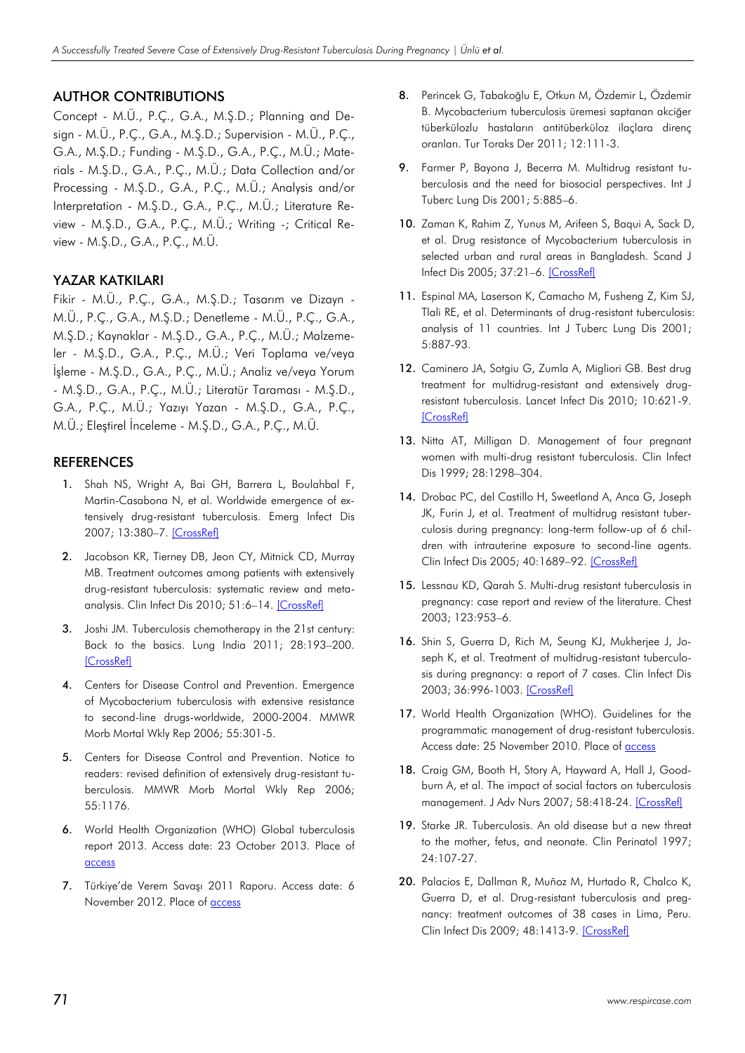## AUTHOR CONTRIBUTIONS

Concept - M.Ü., P.Ç., G.A., M.Ş.D.; Planning and Design - M.Ü., P.Ç., G.A., M.Ş.D.; Supervision - M.Ü., P.Ç., G.A., M.Ş.D.; Funding - M.Ş.D., G.A., P.Ç., M.Ü.; Materials - M.Ş.D., G.A., P.Ç., M.Ü.; Data Collection and/or Processing - M.Ş.D., G.A., P.Ç., M.Ü.; Analysis and/or Interpretation - M.Ş.D., G.A., P.Ç., M.Ü.; Literature Review - M.Ş.D., G.A., P.Ç., M.Ü.; Writing -; Critical Review - M.Ş.D., G.A., P.Ç., M.Ü.

## YAZAR KATKILARI

Fikir - M.Ü., P.Ç., G.A., M.Ş.D.; Tasarım ve Dizayn - M.Ü., P.Ç., G.A., M.Ş.D.; Denetleme - M.Ü., P.Ç., G.A., M.Ş.D.; Kaynaklar - M.Ş.D., G.A., P.Ç., M.Ü.; Malzemeler - M.Ş.D., G.A., P.Ç., M.Ü.; Veri Toplama ve/veya İşleme - M.Ş.D., G.A., P.Ç., M.Ü.; Analiz ve/veya Yorum - M.Ş.D., G.A., P.Ç., M.Ü.; Literatür Taraması - M.Ş.D., G.A., P.Ç., M.Ü.; Yazıyı Yazan - M.Ş.D., G.A., P.Ç., M.Ü.; Eleştirel İnceleme - M.Ş.D., G.A., P.Ç., M.Ü.

## REFERENCES

1. Shah NS, Wright A, Bai GH, Barrera L, Boulahbal F, Martin-Casabona N, et al. Worldwide emergence of extensively drug-resistant tuberculosis. Emerg Infect Dis 2007; 13:380–7. [CrossRef]
2. Jacobson KR, Tierney DB, Jeon CY, Mitnick CD, Murray MB. Treatment outcomes among patients with extensively drug-resistant tuberculosis: systematic review and meta-analysis. Clin Infect Dis 2010; 51:6–14. [CrossRef]
3. Joshi JM. Tuberculosis chemotherapy in the 21st century: Back to the basics. Lung India 2011; 28:193–200. [CrossRef]
4. Centers for Disease Control and Prevention. Emergence of Mycobacterium tuberculosis with extensive resistance to second-line drugs-worldwide, 2000-2004. MMWR Morb Mortal Wkly Rep 2006; 55:301-5.
5. Centers for Disease Control and Prevention. Notice to readers: revised definition of extensively drug-resistant tuberculosis. MMWR Morb Mortal Wkly Rep 2006; 55:1176.
6. World Health Organization (WHO) Global tuberculosis report 2013. Access date: 23 October 2013. Place of access
7. Türkiye'de Verem Savaşı 2011 Raporu. Access date: 6 November 2012. Place of access
8. Perincek G, Tabakoğlu E, Otkun M, Özdemir L, Özdemir B. Mycobacterium tuberculosis üremesi saptanan akciğer tüberkülozlu hastaların antitüberküloz ilaçlara direnç oranları. Tur Toraks Der 2011; 12:111-3.
9. Farmer P, Bayona J, Becerra M. Multidrug resistant tuberculosis and the need for biosocial perspectives. Int J Tuberc Lung Dis 2001; 5:885–6.
10. Zaman K, Rahim Z, Yunus M, Arifeen S, Baqui A, Sack D, et al. Drug resistance of Mycobacterium tuberculosis in selected urban and rural areas in Bangladesh. Scand J Infect Dis 2005; 37:21–6. [CrossRef]
11. Espinal MA, Laserson K, Camacho M, Fusheng Z, Kim SJ, Tlali RE, et al. Determinants of drug-resistant tuberculosis: analysis of 11 countries. Int J Tuberc Lung Dis 2001; 5:887-93.
12. Caminero JA, Sotgiu G, Zumla A, Migliori GB. Best drug treatment for multidrug-resistant and extensively drug-resistant tuberculosis. Lancet Infect Dis 2010; 10:621-9. [CrossRef]
13. Nitta AT, Milligan D. Management of four pregnant women with multi-drug resistant tuberculosis. Clin Infect Dis 1999; 28:1298–304.
14. Drobac PC, del Castillo H, Sweetland A, Anca G, Joseph JK, Furin J, et al. Treatment of multidrug resistant tuberculosis during pregnancy: long-term follow-up of 6 children with intrauterine exposure to second-line agents. Clin Infect Dis 2005; 40:1689–92. [CrossRef]
15. Lessnau KD, Qarah S. Multi-drug resistant tuberculosis in pregnancy: case report and review of the literature. Chest 2003; 123:953–6.
16. Shin S, Guerra D, Rich M, Seung KJ, Mukherjee J, Joseph K, et al. Treatment of multidrug-resistant tuberculosis during pregnancy: a report of 7 cases. Clin Infect Dis 2003; 36:996-1003. [CrossRef]
17. World Health Organization (WHO). Guidelines for the programmatic management of drug-resistant tuberculosis. Access date: 25 November 2010. Place of access
18. Craig GM, Booth H, Story A, Hayward A, Hall J, Goodburn A, et al. The impact of social factors on tuberculosis management. J Adv Nurs 2007; 58:418-24. [CrossRef]
19. Starke JR. Tuberculosis. An old disease but a new threat to the mother, fetus, and neonate. Clin Perinatol 1997; 24:107-27.
20. Palacios E, Dallman R, Muñoz M, Hurtado R, Chalco K, Guerra D, et al. Drug-resistant tuberculosis and pregnancy: treatment outcomes of 38 cases in Lima, Peru. Clin Infect Dis 2009; 48:1413-9. [CrossRef]